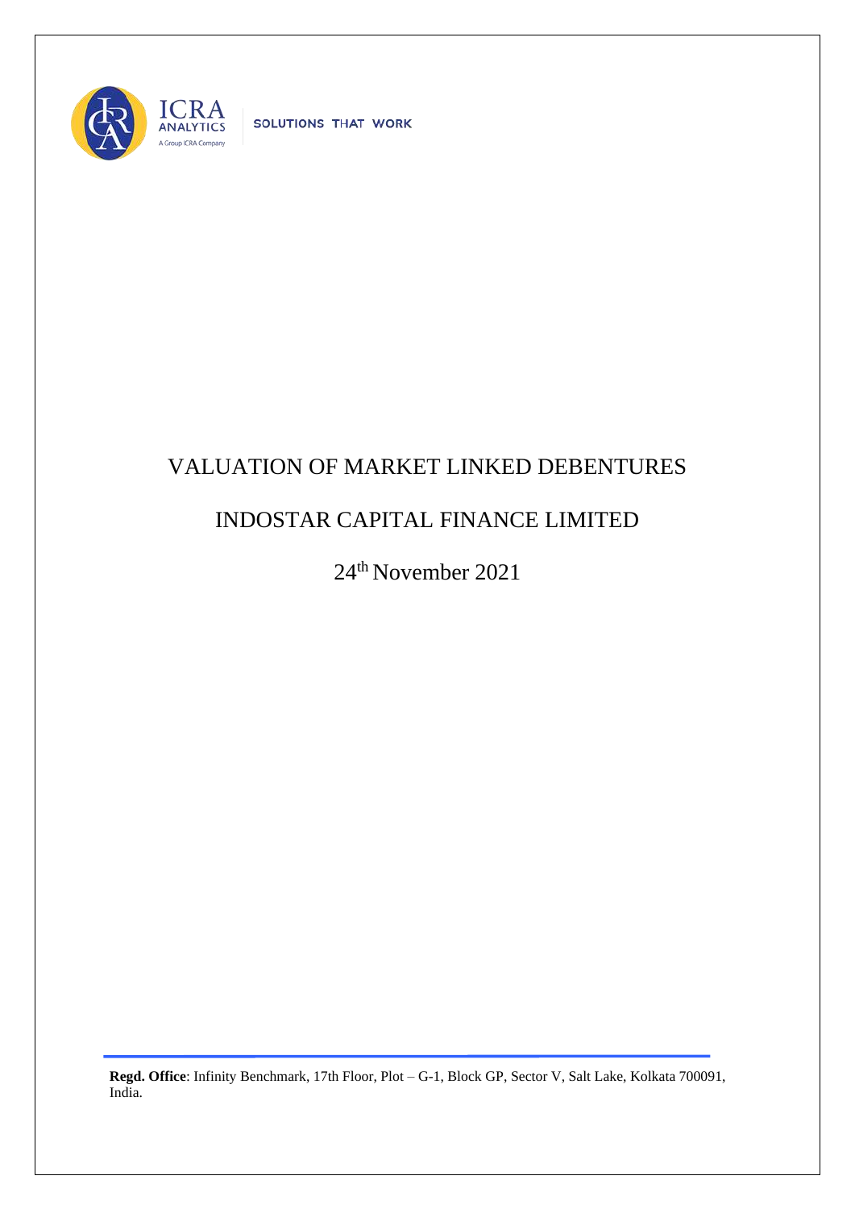# VALUATION OF MARKET LINKED DEBENTURES

## INDOSTAR CAPITAL FINANCE LIMITED

24th November 2021

**Regd. Office**: Infinity Benchmark, 17th Floor, Plot – G-1, Block GP, Sector V, Salt Lake, Kolkata 700091, India.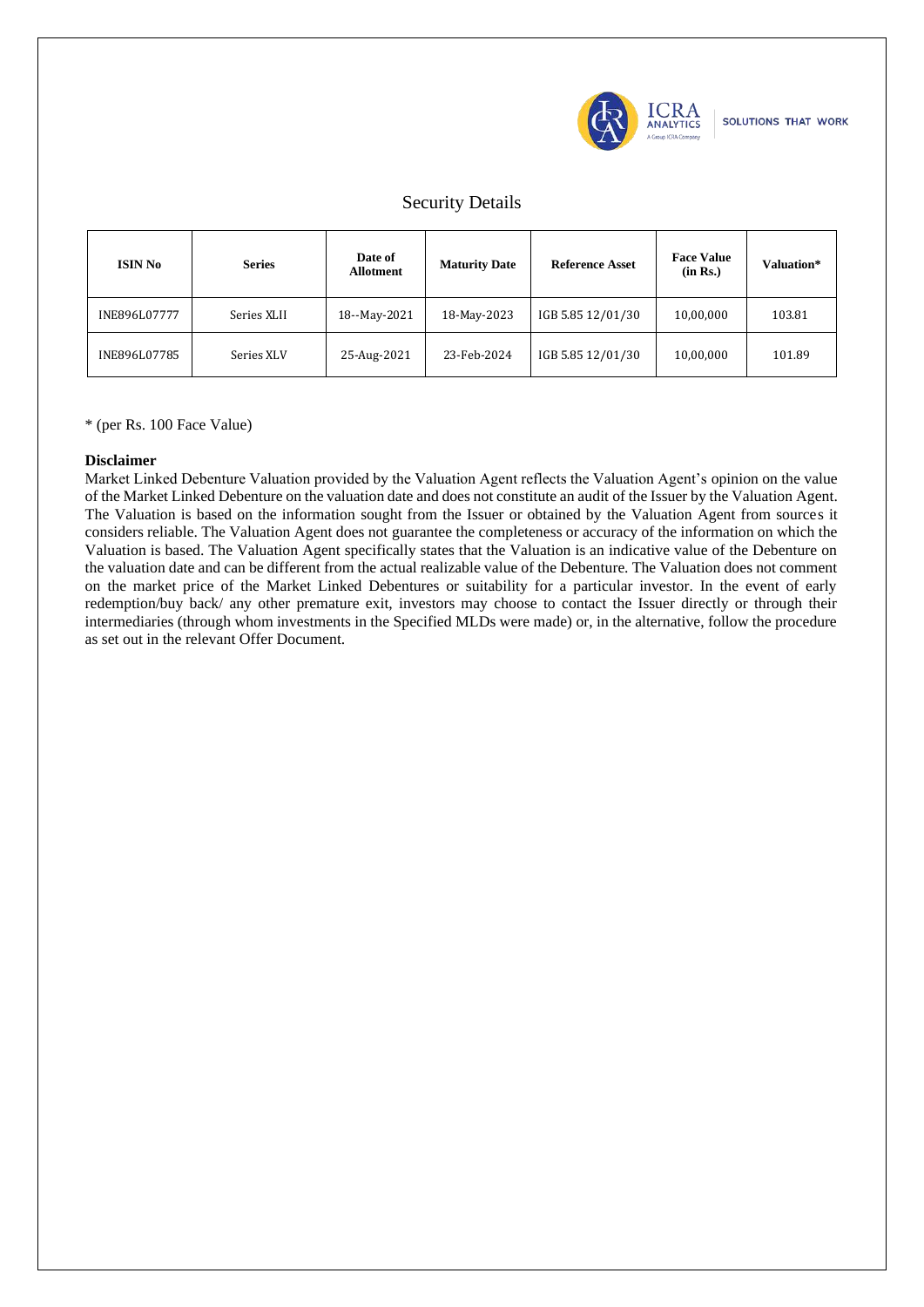## Security Details

| ISIN No | Series | Date of Allotment | Maturity Date | Reference Asset | Face Value (in Rs.) | Valuation* |
|---|---|---|---|---|---|---|
| INE896L07777 | Series XLII | 18--May-2021 | 18-May-2023 | IGB 5.85 12/01/30 | 10,00,000 | 103.81 |
| INE896L07785 | Series XLV | 25-Aug-2021 | 23-Feb-2024 | IGB 5.85 12/01/30 | 10,00,000 | 101.89 |

* (per Rs. 100 Face Value)

**Disclaimer**

Market Linked Debenture Valuation provided by the Valuation Agent reflects the Valuation Agent's opinion on the value of the Market Linked Debenture on the valuation date and does not constitute an audit of the Issuer by the Valuation Agent. The Valuation is based on the information sought from the Issuer or obtained by the Valuation Agent from sources it considers reliable. The Valuation Agent does not guarantee the completeness or accuracy of the information on which the Valuation is based. The Valuation Agent specifically states that the Valuation is an indicative value of the Debenture on the valuation date and can be different from the actual realizable value of the Debenture. The Valuation does not comment on the market price of the Market Linked Debentures or suitability for a particular investor. In the event of early redemption/buy back/ any other premature exit, investors may choose to contact the Issuer directly or through their intermediaries (through whom investments in the Specified MLDs were made) or, in the alternative, follow the procedure as set out in the relevant Offer Document.